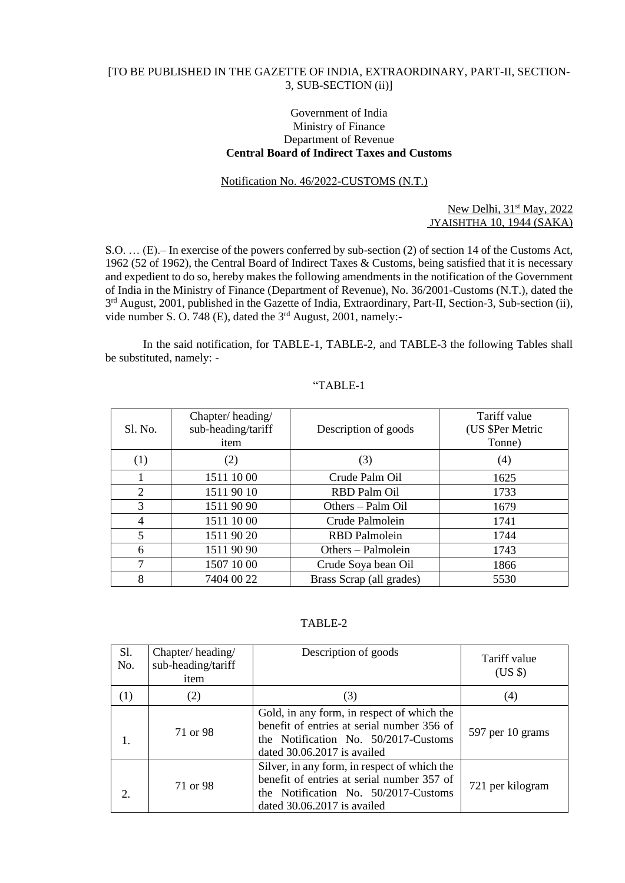[TO BE PUBLISHED IN THE GAZETTE OF INDIA, EXTRAORDINARY, PART-II, SECTION-3, SUB-SECTION (ii)]

Government of India
Ministry of Finance
Department of Revenue
**Central Board of Indirect Taxes and Customs**

Notification No. 46/2022-CUSTOMS (N.T.)

New Delhi, 31st May, 2022
JYAISHTHA 10, 1944 (SAKA)

S.O. … (E).– In exercise of the powers conferred by sub-section (2) of section 14 of the Customs Act, 1962 (52 of 1962), the Central Board of Indirect Taxes & Customs, being satisfied that it is necessary and expedient to do so, hereby makes the following amendments in the notification of the Government of India in the Ministry of Finance (Department of Revenue), No. 36/2001-Customs (N.T.), dated the 3rd August, 2001, published in the Gazette of India, Extraordinary, Part-II, Section-3, Sub-section (ii), vide number S. O. 748 (E), dated the 3rd August, 2001, namely:-

In the said notification, for TABLE-1, TABLE-2, and TABLE-3 the following Tables shall be substituted, namely: -

"TABLE-1

| Sl. No. | Chapter/ heading/ sub-heading/tariff item | Description of goods | Tariff value (US $Per Metric Tonne) |
|---|---|---|---|
| (1) | (2) | (3) | (4) |
| 1 | 1511 10 00 | Crude Palm Oil | 1625 |
| 2 | 1511 90 10 | RBD Palm Oil | 1733 |
| 3 | 1511 90 90 | Others – Palm Oil | 1679 |
| 4 | 1511 10 00 | Crude Palmolein | 1741 |
| 5 | 1511 90 20 | RBD Palmolein | 1744 |
| 6 | 1511 90 90 | Others – Palmolein | 1743 |
| 7 | 1507 10 00 | Crude Soya bean Oil | 1866 |
| 8 | 7404 00 22 | Brass Scrap (all grades) | 5530 |

TABLE-2

| Sl. No. | Chapter/ heading/ sub-heading/tariff item | Description of goods | Tariff value (US $) |
|---|---|---|---|
| (1) | (2) | (3) | (4) |
| 1. | 71 or 98 | Gold, in any form, in respect of which the benefit of entries at serial number 356 of the Notification No. 50/2017-Customs dated 30.06.2017 is availed | 597 per 10 grams |
| 2. | 71 or 98 | Silver, in any form, in respect of which the benefit of entries at serial number 357 of the Notification No. 50/2017-Customs dated 30.06.2017 is availed | 721 per kilogram |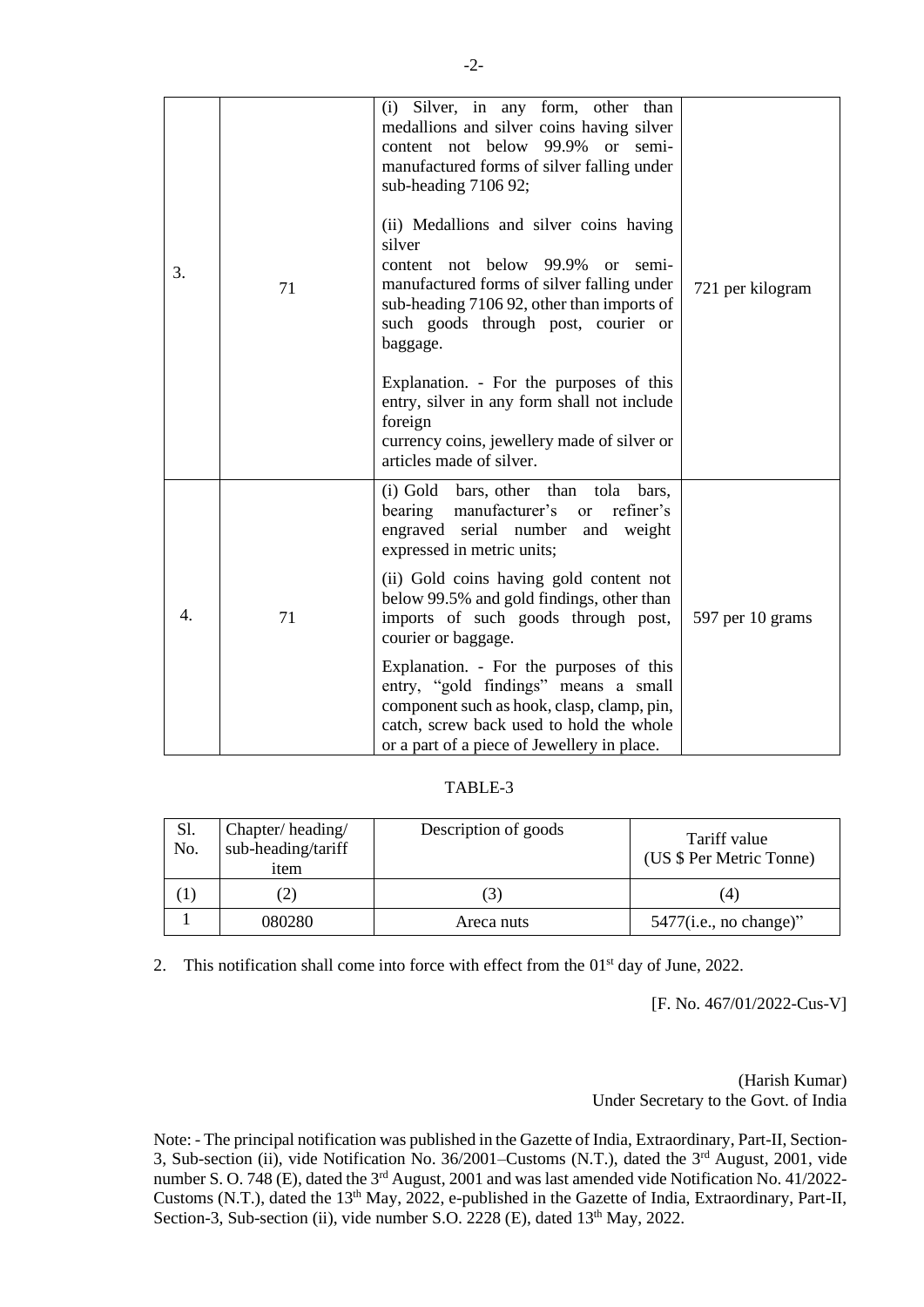| | | | |
|---|---|---|---|
| 3. | 71 | (i) Silver, in any form, other than medallions and silver coins having silver content not below 99.9% or semi-manufactured forms of silver falling under sub-heading 7106 92;<br><br>(ii) Medallions and silver coins having silver content not below 99.9% or semi-manufactured forms of silver falling under sub-heading 7106 92, other than imports of such goods through post, courier or baggage.<br><br>Explanation. - For the purposes of this entry, silver in any form shall not include foreign currency coins, jewellery made of silver or articles made of silver. | 721 per kilogram |
| 4. | 71 | (i) Gold bars, other than tola bars, bearing manufacturer's or refiner's engraved serial number and weight expressed in metric units;<br><br>(ii) Gold coins having gold content not below 99.5% and gold findings, other than imports of such goods through post, courier or baggage.<br><br>Explanation. - For the purposes of this entry, "gold findings" means a small component such as hook, clasp, clamp, pin, catch, screw back used to hold the whole or a part of a piece of Jewellery in place. | 597 per 10 grams |

TABLE-3

| Sl. No. | Chapter/ heading/ sub-heading/tariff item | Description of goods | Tariff value (US $ Per Metric Tonne) |
|---|---|---|---|
| (1) | (2) | (3) | (4) |
| 1 | 080280 | Areca nuts | 5477(i.e., no change)" |

2. This notification shall come into force with effect from the 01st day of June, 2022.

[F. No. 467/01/2022-Cus-V]

(Harish Kumar)
Under Secretary to the Govt. of India

Note: - The principal notification was published in the Gazette of India, Extraordinary, Part-II, Section-3, Sub-section (ii), vide Notification No. 36/2001–Customs (N.T.), dated the 3rd August, 2001, vide number S. O. 748 (E), dated the 3rd August, 2001 and was last amended vide Notification No. 41/2022-Customs (N.T.), dated the 13th May, 2022, e-published in the Gazette of India, Extraordinary, Part-II, Section-3, Sub-section (ii), vide number S.O. 2228 (E), dated 13th May, 2022.